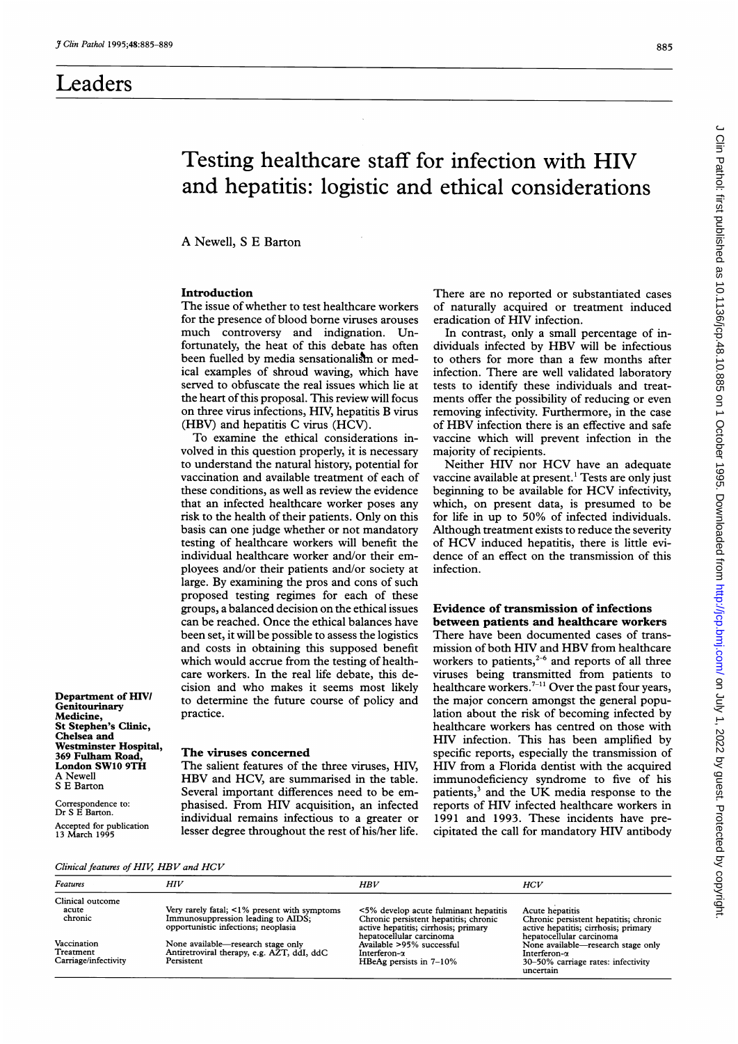# Leaders

# Testing healthcare staff for infection with HIV and hepatitis: logistic and ethical considerations

A Newell, S E Barton

Department of HIV/Genitourinary Medicine, St Stephen's Clinic, Chelsea and Westminster Hospital, 369 Fulham Road, London SW10 9TH
A Newell
S E Barton

Correspondence to: Dr S E Barton.

Accepted for publication 13 March 1995

## Introduction

The issue of whether to test healthcare workers for the presence of blood borne viruses arouses much controversy and indignation. Unfortunately, the heat of this debate has often been fuelled by media sensationalism or medical examples of shroud waving, which have served to obfuscate the real issues which lie at the heart of this proposal. This review will focus on three virus infections, HIV, hepatitis B virus (HBV) and hepatitis C virus (HCV).

To examine the ethical considerations involved in this question properly, it is necessary to understand the natural history, potential for vaccination and available treatment of each of these conditions, as well as review the evidence that an infected healthcare worker poses any risk to the health of their patients. Only on this basis can one judge whether or not mandatory testing of healthcare workers will benefit the individual healthcare worker and/or their employees and/or their patients and/or society at large. By examining the pros and cons of such proposed testing regimes for each of these groups, a balanced decision on the ethical issues can be reached. Once the ethical balances have been set, it will be possible to assess the logistics and costs in obtaining this supposed benefit which would accrue from the testing of healthcare workers. In the real life debate, this decision and who makes it seems most likely to determine the future course of policy and practice.

## The viruses concerned

The salient features of the three viruses, HIV, HBV and HCV, are summarised in the table. Several important differences need to be emphasised. From HIV acquisition, an infected individual remains infectious to a greater or lesser degree throughout the rest of his/her life. There are no reported or substantiated cases of naturally acquired or treatment induced eradication of HIV infection.

In contrast, only a small percentage of individuals infected by HBV will be infectious to others for more than a few months after infection. There are well validated laboratory tests to identify these individuals and treatments offer the possibility of reducing or even removing infectivity. Furthermore, in the case of HBV infection there is an effective and safe vaccine which will prevent infection in the majority of recipients.

Neither HIV nor HCV have an adequate vaccine available at present.[1] Tests are only just beginning to be available for HCV infectivity, which, on present data, is presumed to be for life in up to 50% of infected individuals. Although treatment exists to reduce the severity of HCV induced hepatitis, there is little evidence of an effect on the transmission of this infection.

## Evidence of transmission of infections between patients and healthcare workers

There have been documented cases of transmission of both HIV and HBV from healthcare workers to patients,[2-6] and reports of all three viruses being transmitted from patients to healthcare workers.[7-11] Over the past four years, the major concern amongst the general population about the risk of becoming infected by healthcare workers has centred on those with HIV infection. This has been amplified by specific reports, especially the transmission of HIV from a Florida dentist with the acquired immunodeficiency syndrome to five of his patients,[3] and the UK media response to the reports of HIV infected healthcare workers in 1991 and 1993. These incidents have precipitated the call for mandatory HIV antibody

*Clinical features of HIV, HBV and HCV*

| Features | HIV | HBV | HCV |
|---|---|---|---|
| Clinical outcome | | | |
| acute | Very rarely fatal; <1% present with symptoms | <5% develop acute fulminant hepatitis | Acute hepatitis |
| chronic | Immunosuppression leading to AIDS; opportunistic infections; neoplasia | Chronic persistent hepatitis; chronic active hepatitis; cirrhosis; primary hepatocellular carcinoma | Chronic persistent hepatitis; chronic active hepatitis; cirrhosis; primary hepatocellular carcinoma |
| Vaccination | None available—research stage only | Available >95% successful | None available—research stage only |
| Treatment | Antiretroviral therapy, e.g. AZT, ddI, ddC | Interferon-α | Interferon-α |
| Carriage/infectivity | Persistent | HBeAg persists in 7–10% | 30–50% carriage rates: infectivity uncertain |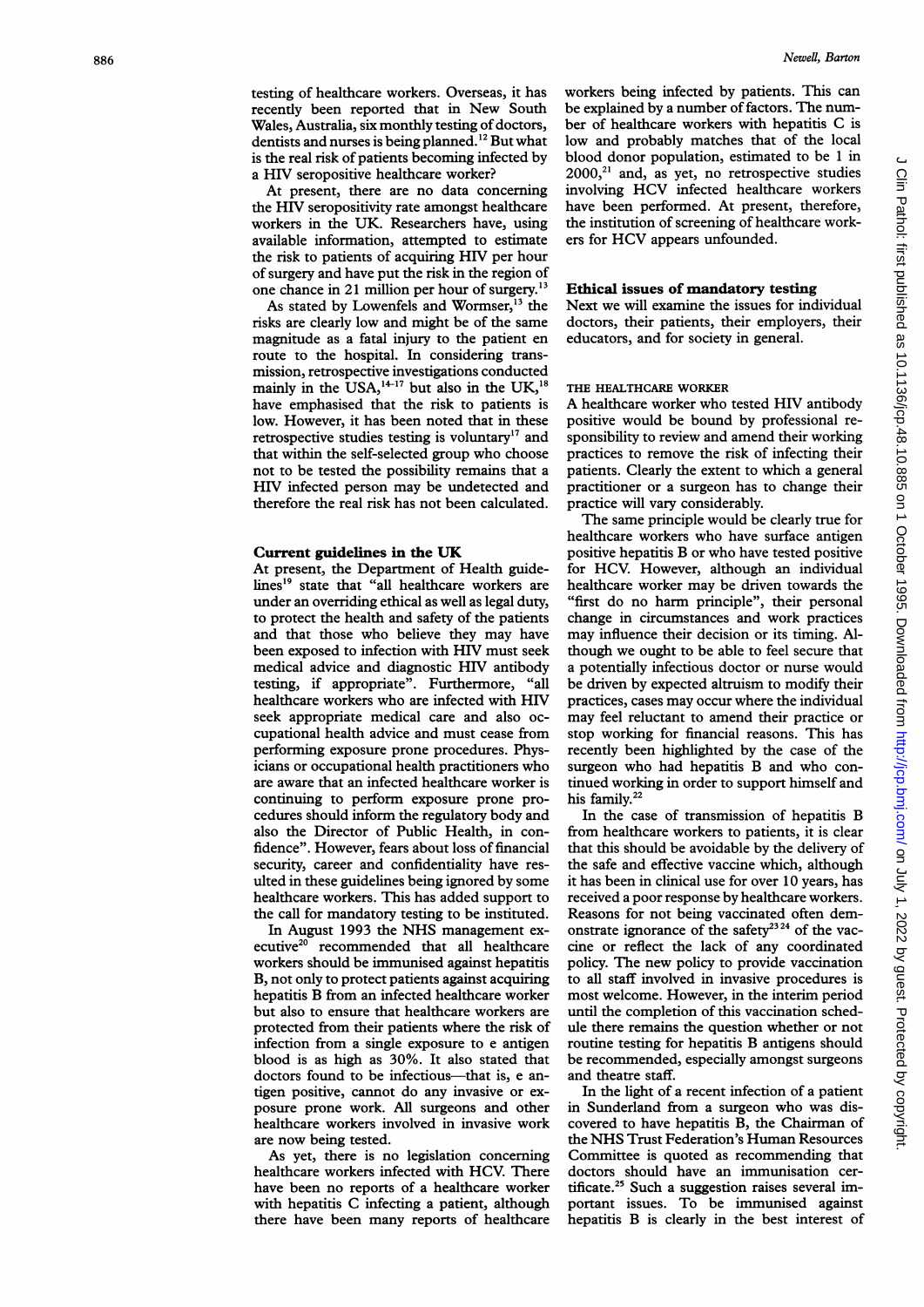testing of healthcare workers. Overseas, it has recently been reported that in New South Wales, Australia, six monthly testing of doctors, dentists and nurses is being planned.[12] But what is the real risk of patients becoming infected by a HIV seropositive healthcare worker?

At present, there are no data concerning the HIV seropositivity rate amongst healthcare workers in the UK. Researchers have, using available information, attempted to estimate the risk to patients of acquiring HIV per hour of surgery and have put the risk in the region of one chance in 21 million per hour of surgery.[13]

As stated by Lowenfels and Wormser,[13] the risks are clearly low and might be of the same magnitude as a fatal injury to the patient en route to the hospital. In considering transmission, retrospective investigations conducted mainly in the USA,[14-17] but also in the UK,[18] have emphasised that the risk to patients is low. However, it has been noted that in these retrospective studies testing is voluntary[17] and that within the self-selected group who choose not to be tested the possibility remains that a HIV infected person may be undetected and therefore the real risk has not been calculated.

## Current guidelines in the UK

At present, the Department of Health guidelines[19] state that "all healthcare workers are under an overriding ethical as well as legal duty, to protect the health and safety of the patients and that those who believe they may have been exposed to infection with HIV must seek medical advice and diagnostic HIV antibody testing, if appropriate". Furthermore, "all healthcare workers who are infected with HIV seek appropriate medical care and also occupational health advice and must cease from performing exposure prone procedures. Physicians or occupational health practitioners who are aware that an infected healthcare worker is continuing to perform exposure prone procedures should inform the regulatory body and also the Director of Public Health, in confidence". However, fears about loss of financial security, career and confidentiality have resulted in these guidelines being ignored by some healthcare workers. This has added support to the call for mandatory testing to be instituted.

In August 1993 the NHS management executive[20] recommended that all healthcare workers should be immunised against hepatitis B, not only to protect patients against acquiring hepatitis B from an infected healthcare worker but also to ensure that healthcare workers are protected from their patients where the risk of infection from a single exposure to e antigen blood is as high as 30%. It also stated that doctors found to be infectious—that is, e antigen positive, cannot do any invasive or exposure prone work. All surgeons and other healthcare workers involved in invasive work are now being tested.

As yet, there is no legislation concerning healthcare workers infected with HCV. There have been no reports of a healthcare worker with hepatitis C infecting a patient, although there have been many reports of healthcare workers being infected by patients. This can be explained by a number of factors. The number of healthcare workers with hepatitis C is low and probably matches that of the local blood donor population, estimated to be 1 in 2000,[21] and, as yet, no retrospective studies involving HCV infected healthcare workers have been performed. At present, therefore, the institution of screening of healthcare workers for HCV appears unfounded.

## Ethical issues of mandatory testing

Next we will examine the issues for individual doctors, their patients, their employers, their educators, and for society in general.

### THE HEALTHCARE WORKER

A healthcare worker who tested HIV antibody positive would be bound by professional responsibility to review and amend their working practices to remove the risk of infecting their patients. Clearly the extent to which a general practitioner or a surgeon has to change their practice will vary considerably.

The same principle would be clearly true for healthcare workers who have surface antigen positive hepatitis B or who have tested positive for HCV. However, although an individual healthcare worker may be driven towards the "first do no harm principle", their personal change in circumstances and work practices may influence their decision or its timing. Although we ought to be able to feel secure that a potentially infectious doctor or nurse would be driven by expected altruism to modify their practices, cases may occur where the individual may feel reluctant to amend their practice or stop working for financial reasons. This has recently been highlighted by the case of the surgeon who had hepatitis B and who continued working in order to support himself and his family.[22]

In the case of transmission of hepatitis B from healthcare workers to patients, it is clear that this should be avoidable by the delivery of the safe and effective vaccine which, although it has been in clinical use for over 10 years, has received a poor response by healthcare workers. Reasons for not being vaccinated often demonstrate ignorance of the safety[23,24] of the vaccine or reflect the lack of any coordinated policy. The new policy to provide vaccination to all staff involved in invasive procedures is most welcome. However, in the interim period until the completion of this vaccination schedule there remains the question whether or not routine testing for hepatitis B antigens should be recommended, especially amongst surgeons and theatre staff.

In the light of a recent infection of a patient in Sunderland from a surgeon who was discovered to have hepatitis B, the Chairman of the NHS Trust Federation's Human Resources Committee is quoted as recommending that doctors should have an immunisation certificate.[25] Such a suggestion raises several important issues. To be immunised against hepatitis B is clearly in the best interest of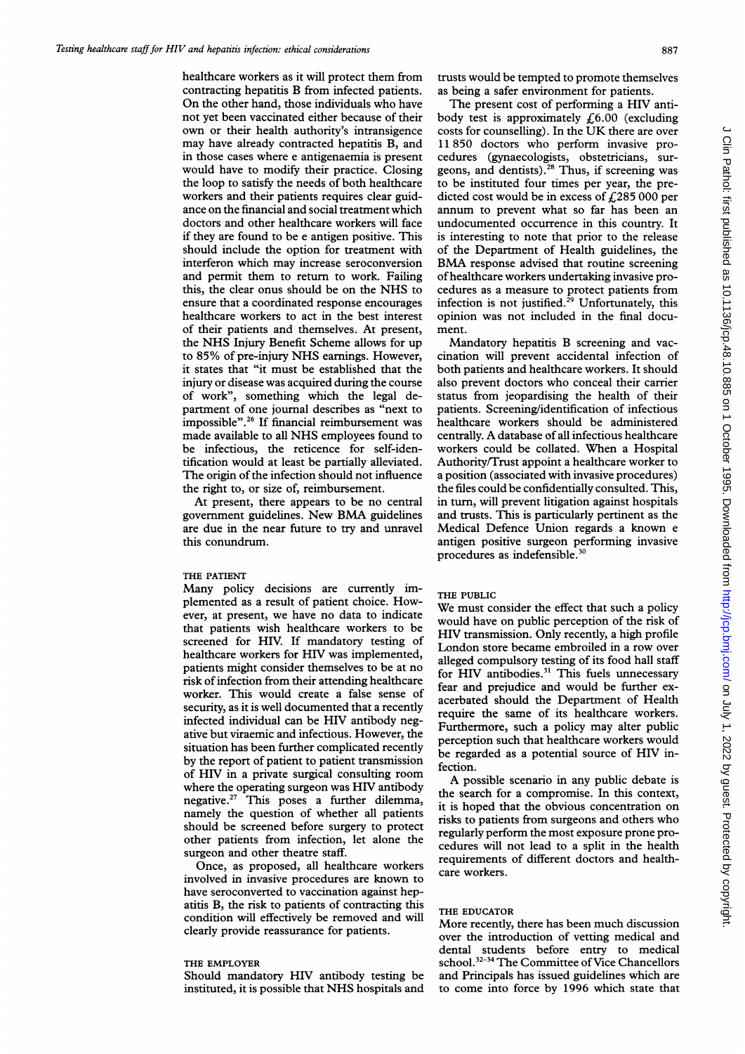healthcare workers as it will protect them from contracting hepatitis B from infected patients. On the other hand, those individuals who have not yet been vaccinated either because of their own or their health authority's intransigence may have already contracted hepatitis B, and in those cases where e antigenaemia is present would have to modify their practice. Closing the loop to satisfy the needs of both healthcare workers and their patients requires clear guidance on the financial and social treatment which doctors and other healthcare workers will face if they are found to be e antigen positive. This should include the option for treatment with interferon which may increase seroconversion and permit them to return to work. Failing this, the clear onus should be on the NHS to ensure that a coordinated response encourages healthcare workers to act in the best interest of their patients and themselves. At present, the NHS Injury Benefit Scheme allows for up to 85% of pre-injury NHS earnings. However, it states that "it must be established that the injury or disease was acquired during the course of work", something which the legal department of one journal describes as "next to impossible".[26] If financial reimbursement was made available to all NHS employees found to be infectious, the reticence for self-identification would at least be partially alleviated. The origin of the infection should not influence the right to, or size of, reimbursement.

At present, there appears to be no central government guidelines. New BMA guidelines are due in the near future to try and unravel this conundrum.

### THE PATIENT

Many policy decisions are currently implemented as a result of patient choice. However, at present, we have no data to indicate that patients wish healthcare workers to be screened for HIV. If mandatory testing of healthcare workers for HIV was implemented, patients might consider themselves to be at no risk of infection from their attending healthcare worker. This would create a false sense of security, as it is well documented that a recently infected individual can be HIV antibody negative but viraemic and infectious. However, the situation has been further complicated recently by the report of patient to patient transmission of HIV in a private surgical consulting room where the operating surgeon was HIV antibody negative.[27] This poses a further dilemma, namely the question of whether all patients should be screened before surgery to protect other patients from infection, let alone the surgeon and other theatre staff.

Once, as proposed, all healthcare workers involved in invasive procedures are known to have seroconverted to vaccination against hepatitis B, the risk to patients of contracting this condition will effectively be removed and will clearly provide reassurance for patients.

### THE EMPLOYER

Should mandatory HIV antibody testing be instituted, it is possible that NHS hospitals and trusts would be tempted to promote themselves as being a safer environment for patients.

The present cost of performing a HIV antibody test is approximately £6.00 (excluding costs for counselling). In the UK there are over 11 850 doctors who perform invasive procedures (gynaecologists, obstetricians, surgeons, and dentists).[28] Thus, if screening was to be instituted four times per year, the predicted cost would be in excess of £285 000 per annum to prevent what so far has been an undocumented occurrence in this country. It is interesting to note that prior to the release of the Department of Health guidelines, the BMA response advised that routine screening of healthcare workers undertaking invasive procedures as a measure to protect patients from infection is not justified.[29] Unfortunately, this opinion was not included in the final document.

Mandatory hepatitis B screening and vaccination will prevent accidental infection of both patients and healthcare workers. It should also prevent doctors who conceal their carrier status from jeopardising the health of their patients. Screening/identification of infectious healthcare workers should be administered centrally. A database of all infectious healthcare workers could be collated. When a Hospital Authority/Trust appoint a healthcare worker to a position (associated with invasive procedures) the files could be confidentially consulted. This, in turn, will prevent litigation against hospitals and trusts. This is particularly pertinent as the Medical Defence Union regards a known e antigen positive surgeon performing invasive procedures as indefensible.[30]

### THE PUBLIC

We must consider the effect that such a policy would have on public perception of the risk of HIV transmission. Only recently, a high profile London store became embroiled in a row over alleged compulsory testing of its food hall staff for HIV antibodies.[31] This fuels unnecessary fear and prejudice and would be further exacerbated should the Department of Health require the same of its healthcare workers. Furthermore, such a policy may alter public perception such that healthcare workers would be regarded as a potential source of HIV infection.

A possible scenario in any public debate is the search for a compromise. In this context, it is hoped that the obvious concentration on risks to patients from surgeons and others who regularly perform the most exposure prone procedures will not lead to a split in the health requirements of different doctors and healthcare workers.

### THE EDUCATOR

More recently, there has been much discussion over the introduction of vetting medical and dental students before entry to medical school.[32-34] The Committee of Vice Chancellors and Principals has issued guidelines which are to come into force by 1996 which state that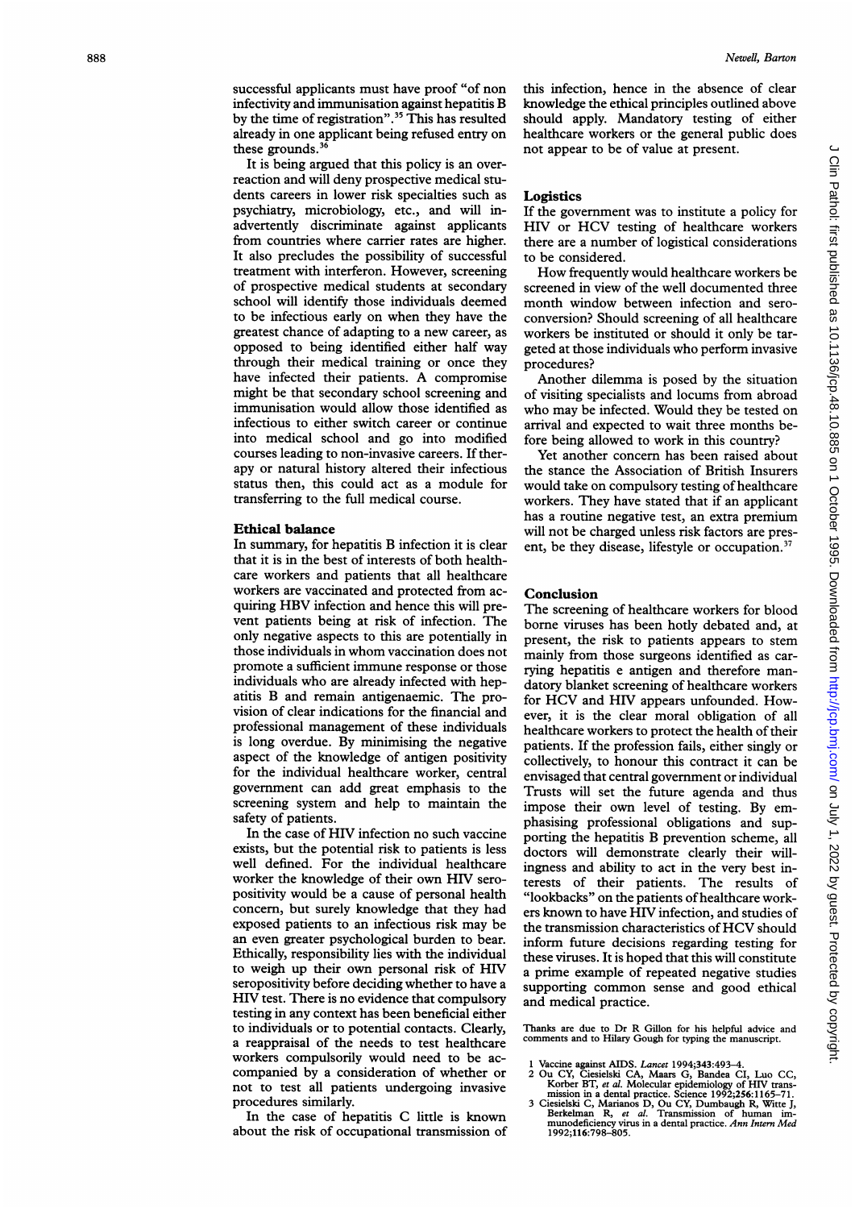successful applicants must have proof "of non infectivity and immunisation against hepatitis B by the time of registration".[35] This has resulted already in one applicant being refused entry on these grounds.[36]

It is being argued that this policy is an overreaction and will deny prospective medical students careers in lower risk specialties such as psychiatry, microbiology, etc., and will inadvertently discriminate against applicants from countries where carrier rates are higher. It also precludes the possibility of successful treatment with interferon. However, screening of prospective medical students at secondary school will identify those individuals deemed to be infectious early on when they have the greatest chance of adapting to a new career, as opposed to being identified either half way through their medical training or once they have infected their patients. A compromise might be that secondary school screening and immunisation would allow those identified as infectious to either switch career or continue into medical school and go into modified courses leading to non-invasive careers. If therapy or natural history altered their infectious status then, this could act as a module for transferring to the full medical course.

## Ethical balance

In summary, for hepatitis B infection it is clear that it is in the best of interests of both healthcare workers and patients that all healthcare workers are vaccinated and protected from acquiring HBV infection and hence this will prevent patients being at risk of infection. The only negative aspects to this are potentially in those individuals in whom vaccination does not promote a sufficient immune response or those individuals who are already infected with hepatitis B and remain antigenaemic. The provision of clear indications for the financial and professional management of these individuals is long overdue. By minimising the negative aspect of the knowledge of antigen positivity for the individual healthcare worker, central government can add great emphasis to the screening system and help to maintain the safety of patients.

In the case of HIV infection no such vaccine exists, but the potential risk to patients is less well defined. For the individual healthcare worker the knowledge of their own HIV seropositivity would be a cause of personal health concern, but surely knowledge that they had exposed patients to an infectious risk may be an even greater psychological burden to bear. Ethically, responsibility lies with the individual to weigh up their own personal risk of HIV seropositivity before deciding whether to have a HIV test. There is no evidence that compulsory testing in any context has been beneficial either to individuals or to potential contacts. Clearly, a reappraisal of the needs to test healthcare workers compulsorily would need to be accompanied by a consideration of whether or not to test all patients undergoing invasive procedures similarly.

In the case of hepatitis C little is known about the risk of occupational transmission of this infection, hence in the absence of clear knowledge the ethical principles outlined above should apply. Mandatory testing of either healthcare workers or the general public does not appear to be of value at present.

## Logistics

If the government was to institute a policy for HIV or HCV testing of healthcare workers there are a number of logistical considerations to be considered.

How frequently would healthcare workers be screened in view of the well documented three month window between infection and seroconversion? Should screening of all healthcare workers be instituted or should it only be targeted at those individuals who perform invasive procedures?

Another dilemma is posed by the situation of visiting specialists and locums from abroad who may be infected. Would they be tested on arrival and expected to wait three months before being allowed to work in this country?

Yet another concern has been raised about the stance the Association of British Insurers would take on compulsory testing of healthcare workers. They have stated that if an applicant has a routine negative test, an extra premium will not be charged unless risk factors are present, be they disease, lifestyle or occupation.[37]

## Conclusion

The screening of healthcare workers for blood borne viruses has been hotly debated and, at present, the risk to patients appears to stem mainly from those surgeons identified as carrying hepatitis e antigen and therefore mandatory blanket screening of healthcare workers for HCV and HIV appears unfounded. However, it is the clear moral obligation of all healthcare workers to protect the health of their patients. If the profession fails, either singly or collectively, to honour this contract it can be envisaged that central government or individual Trusts will set the future agenda and thus impose their own level of testing. By emphasising professional obligations and supporting the hepatitis B prevention scheme, all doctors will demonstrate clearly their willingness and ability to act in the very best interests of their patients. The results of "lookbacks" on the patients of healthcare workers known to have HIV infection, and studies of the transmission characteristics of HCV should inform future decisions regarding testing for these viruses. It is hoped that this will constitute a prime example of repeated negative studies supporting common sense and good ethical and medical practice.

Thanks are due to Dr R Gillon for his helpful advice and comments and to Hilary Gough for typing the manuscript.

1. Vaccine against AIDS. *Lancet* 1994;343:493–4.
2. Ou CY, Ciesielski CA, Maars G, Bandea CI, Luo CC, Korber BT, *et al.* Molecular epidemiology of HIV transmission in a dental practice. Science 1992;256:1165–71.
3. Ciesielski C, Marianos D, Ou CY, Dumbaugh R, Witte J, Berkelman R, *et al.* Transmission of human immunodeficiency virus in a dental practice. *Ann Intern Med* 1992;116:798–805.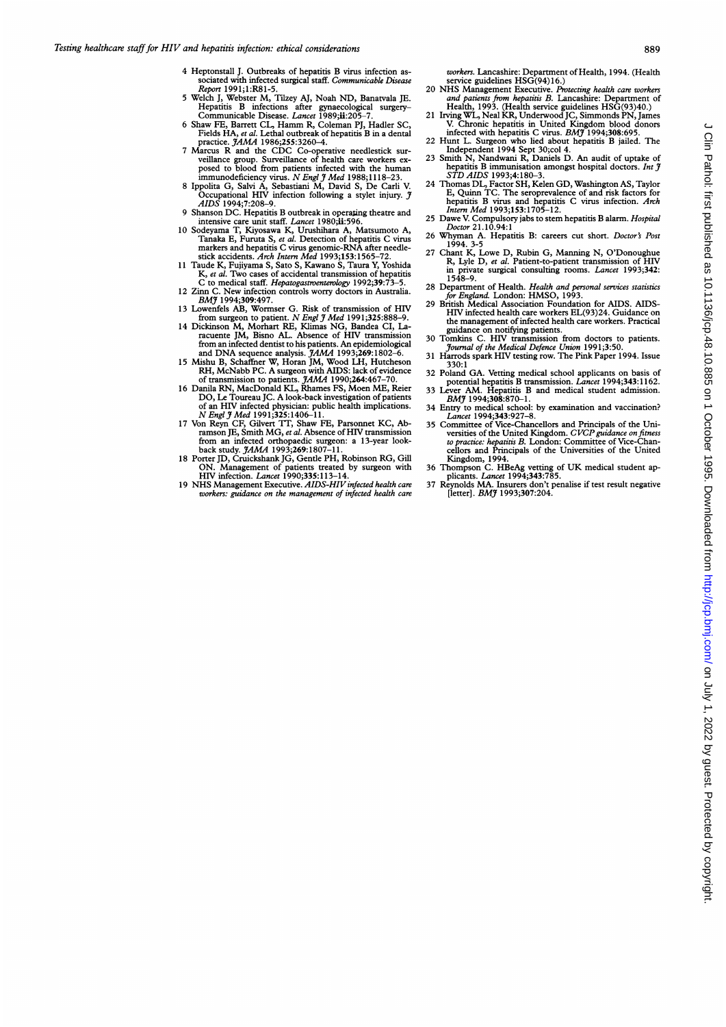4 Heptonstall J. Outbreaks of hepatitis B virus infection associated with infected surgical staff. *Communicable Disease Report* 1991;1:R81-5.
5 Welch J, Webster M, Tilzey AJ, Noah ND, Banatvala JE. Hepatitis B infections after gynaecological surgery–Communicable Disease. *Lancet* 1989;**ii**:205-7.
6 Shaw FE, Barrett CL, Hamm R, Coleman PJ, Hadler SC, Fields HA, *et al*. Lethal outbreak of hepatitis B in a dental practice. *JAMA* 1986;**255**:3260-4.
7 Marcus R and the CDC Co-operative needlestick surveillance group. Surveillance of health care workers exposed to blood from patients infected with the human immunodeficiency virus. *N Engl J Med* 1988;1118-23.
8 Ippolita G, Salvi A, Sebastiani M, David S, De Carli V. Occupational HIV infection following a stylet injury. *J AIDS* 1994;7:208-9.
9 Shanson DC. Hepatitis B outbreak in operating theatre and intensive care unit staff. *Lancet* 1980;**ii**:596.
10 Sodeyama T, Kiyosawa K, Urushihara A, Matsumoto A, Tanaka E, Furuta S, *et al*. Detection of hepatitis C virus markers and hepatitis C virus genomic-RNA after needlestick accidents. *Arch Intern Med* 1993;**153**:1565-72.
11 Taude K, Fujiyama S, Sato S, Kawano S, Taura Y, Yoshida K, *et al*. Two cases of accidental transmission of hepatitis C to medical staff. *Hepatogastroenterology* 1992;**39**:73-5.
12 Zinn C. New infection controls worry doctors in Australia. *BMJ* 1994;**309**:497.
13 Lowenfels AB, Wormser G. Risk of transmission of HIV from surgeon to patient. *N Engl J Med* 1991;**325**:888-9.
14 Dickinson M, Morhart RE, Klimas NG, Bandea CI, Laracuente JM, Bisno AL. Absence of HIV transmission from an infected dentist to his patients. An epidemiological and DNA sequence analysis. *JAMA* 1993;**269**:1802-6.
15 Mishu B, Schaffner W, Horan JM, Wood LH, Hutcheson RH, McNabb PC. A surgeon with AIDS: lack of evidence of transmission to patients. *JAMA* 1990;**264**:467-70.
16 Danila RN, MacDonald KL, Rhames FS, Moen ME, Reier DO, Le Toureau JC. A look-back investigation of patients of an HIV infected physician: public health implications. *N Engl J Med* 1991;**325**:1406-11.
17 Von Reyn CF, Gilvert TT, Shaw FE, Parsonnet KC, Abramson JE, Smith MG, *et al*. Absence of HIV transmission from an infected orthopaedic surgeon: a 13-year look-back study. *JAMA* 1993;**269**:1807-11.
18 Porter JD, Cruickshank JG, Gentle PH, Robinson RG, Gill ON. Management of patients treated by surgeon with HIV infection. *Lancet* 1990;**335**:113-14.
19 NHS Management Executive. *AIDS-HIV infected health care workers: guidance on the management of infected health care workers*. Lancashire: Department of Health, 1994. (Health service guidelines HSG(94)16.)
20 NHS Management Executive. *Protecting health care workers and patients from hepatitis B*. Lancashire: Department of Health, 1993. (Health service guidelines HSG(93)40.)
21 Irving WL, Neal KR, Underwood JC, Simmonds PN, James V. Chronic hepatitis in United Kingdom blood donors infected with hepatitis C virus. *BMJ* 1994;**308**:695.
22 Hunt L. Surgeon who lied about hepatitis B jailed. The Independent 1994 Sept 30;col 4.
23 Smith N, Nandwani R, Daniels D. An audit of uptake of hepatitis B immunisation amongst hospital doctors. *Int J STD AIDS* 1993;**4**:180-3.
24 Thomas DL, Factor SH, Kelen GD, Washington AS, Taylor E, Quinn TC. The seroprevalence of and risk factors for hepatitis B virus and hepatitis C virus infection. *Arch Intern Med* 1993;**153**:1705-12.
25 Dawe V. Compulsory jabs to stem hepatitis B alarm. *Hospital Doctor* 21.10.94:1
26 Whyman A. Hepatitis B: careers cut short. *Doctor's Post* 1994. 3-5
27 Chant K, Lowe D, Rubin G, Manning N, O'Donoughue R, Lyle D, *et al*. Patient-to-patient transmission of HIV in private surgical consulting rooms. *Lancet* 1993;**342**:1548-9.
28 Department of Health. *Health and personal services statistics for England*. London: HMSO, 1993.
29 British Medical Association Foundation for AIDS. AIDS-HIV infected health care workers EL(93)24. Guidance on the management of infected health care workers. Practical guidance on notifying patients.
30 Tomkins C. HIV transmission from doctors to patients. *Journal of the Medical Defence Union* 1991;3:50.
31 Harrods spark HIV testing row. The Pink Paper 1994. Issue 330:1
32 Poland GA. Vetting medical school applicants on basis of potential hepatitis B transmission. *Lancet* 1994;**343**:1162.
33 Lever AM. Hepatitis B and medical student admission. *BMJ* 1994;**308**:870-1.
34 Entry to medical school: by examination and vaccination? *Lancet* 1994;**343**:927-8.
35 Committee of Vice-Chancellors and Principals of the Universities of the United Kingdom. *CVCP guidance on fitness to practice: hepatitis B*. London: Committee of Vice-Chancellors and Principals of the Universities of the United Kingdom, 1994.
36 Thompson C. HBeAg vetting of UK medical student applicants. *Lancet* 1994;**343**:785.
37 Reynolds MA. Insurers don't penalise if test result negative [letter]. *BMJ* 1993;**307**:204.